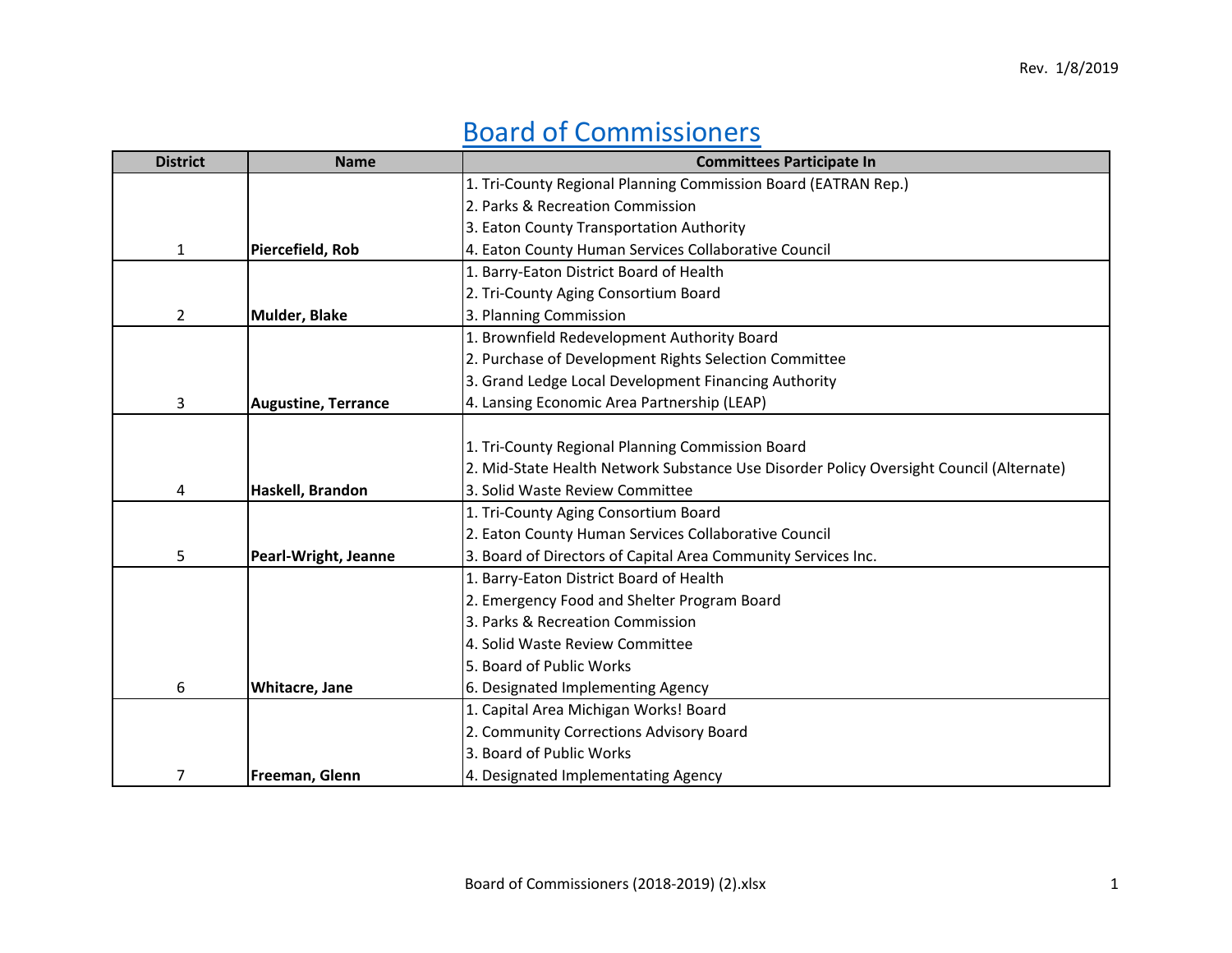Rev. 1/8/2019

# Board of Commissioners

| District | Name | Committees Participate In |
|---|---|---|
| 1 | **Piercefield, Rob** | 1. Tri-County Regional Planning Commission Board (EATRAN Rep.)<br>2. Parks & Recreation Commission<br>3. Eaton County Transportation Authority<br>4. Eaton County Human Services Collaborative Council |
| 2 | **Mulder, Blake** | 1. Barry-Eaton District Board of Health<br>2. Tri-County Aging Consortium Board<br>3. Planning Commission |
| 3 | **Augustine, Terrance** | 1. Brownfield Redevelopment Authority Board<br>2. Purchase of Development Rights Selection Committee<br>3. Grand Ledge Local Development Financing Authority<br>4. Lansing Economic Area Partnership (LEAP) |
| 4 | **Haskell, Brandon** | 1. Tri-County Regional Planning Commission Board<br>2. Mid-State Health Network Substance Use Disorder Policy Oversight Council (Alternate)<br>3. Solid Waste Review Committee |
| 5 | **Pearl-Wright, Jeanne** | 1. Tri-County Aging Consortium Board<br>2. Eaton County Human Services Collaborative Council<br>3. Board of Directors of Capital Area Community Services Inc. |
| 6 | **Whitacre, Jane** | 1. Barry-Eaton District Board of Health<br>2. Emergency Food and Shelter Program Board<br>3. Parks & Recreation Commission<br>4. Solid Waste Review Committee<br>5. Board of Public Works<br>6. Designated Implementing Agency |
| 7 | **Freeman, Glenn** | 1. Capital Area Michigan Works! Board<br>2. Community Corrections Advisory Board<br>3. Board of Public Works<br>4. Designated Implementating Agency |

Board of Commissioners (2018-2019) (2).xlsx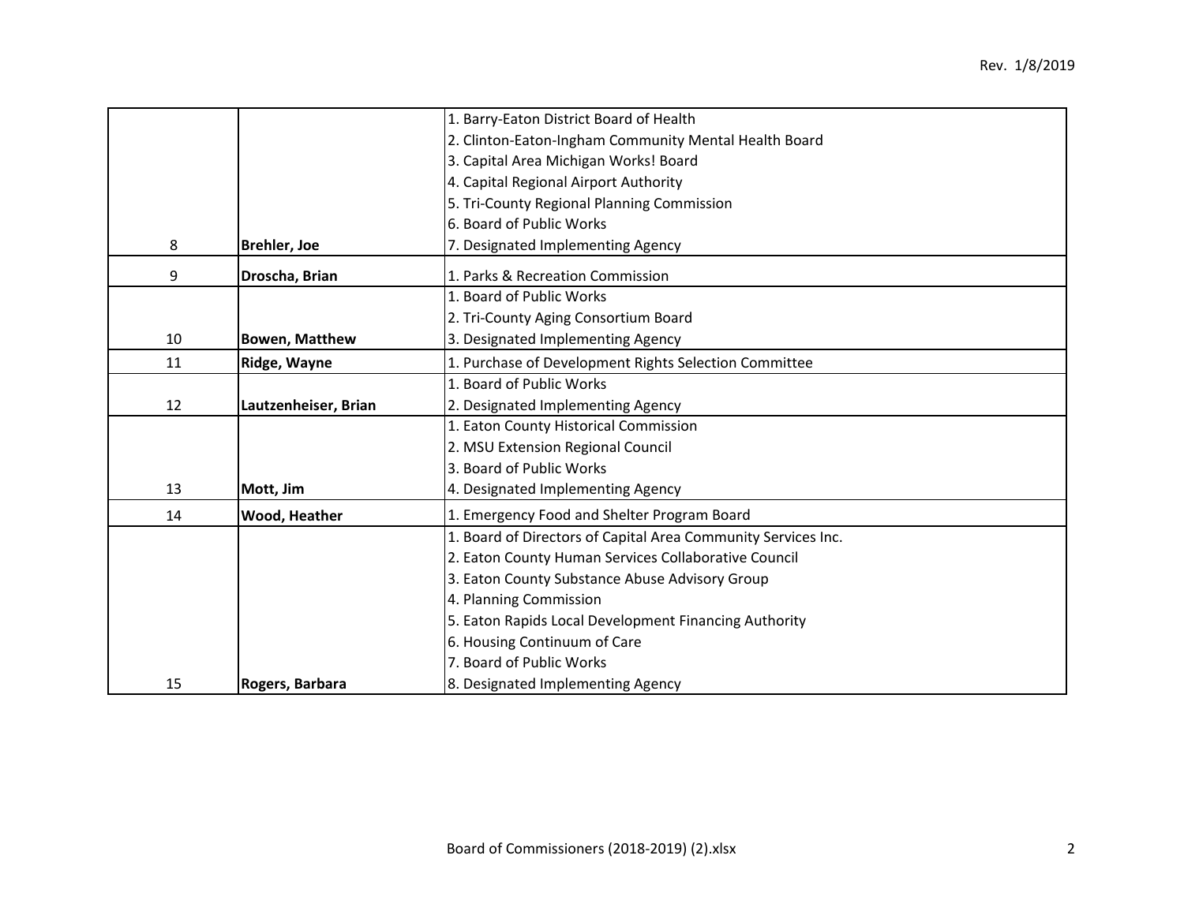| | | |
|---|---|---|
| 8 | **Brehler, Joe** | 1. Barry-Eaton District Board of Health<br>2. Clinton-Eaton-Ingham Community Mental Health Board<br>3. Capital Area Michigan Works! Board<br>4. Capital Regional Airport Authority<br>5. Tri-County Regional Planning Commission<br>6. Board of Public Works<br>7. Designated Implementing Agency |
| 9 | **Droscha, Brian** | 1. Parks & Recreation Commission |
| 10 | **Bowen, Matthew** | 1. Board of Public Works<br>2. Tri-County Aging Consortium Board<br>3. Designated Implementing Agency |
| 11 | **Ridge, Wayne** | 1. Purchase of Development Rights Selection Committee |
| 12 | **Lautzenheiser, Brian** | 1. Board of Public Works<br>2. Designated Implementing Agency |
| 13 | **Mott, Jim** | 1. Eaton County Historical Commission<br>2. MSU Extension Regional Council<br>3. Board of Public Works<br>4. Designated Implementing Agency |
| 14 | **Wood, Heather** | 1. Emergency Food and Shelter Program Board |
| 15 | **Rogers, Barbara** | 1. Board of Directors of Capital Area Community Services Inc.<br>2. Eaton County Human Services Collaborative Council<br>3. Eaton County Substance Abuse Advisory Group<br>4. Planning Commission<br>5. Eaton Rapids Local Development Financing Authority<br>6. Housing Continuum of Care<br>7. Board of Public Works<br>8. Designated Implementing Agency |